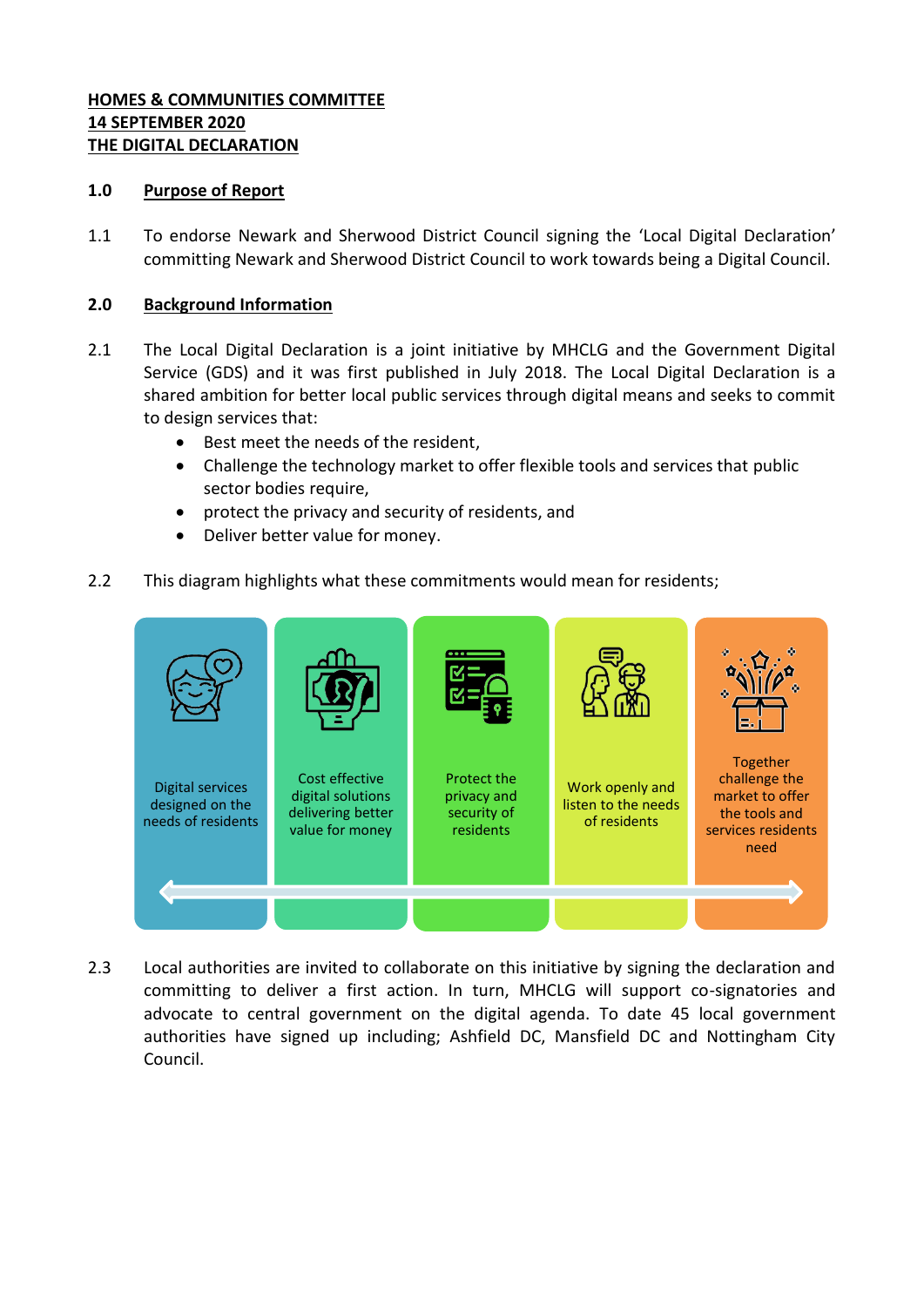**HOMES & COMMUNITIES COMMITTEE**
**14 SEPTEMBER 2020**
**THE DIGITAL DECLARATION**

## 1.0 Purpose of Report

1.1 To endorse Newark and Sherwood District Council signing the 'Local Digital Declaration' committing Newark and Sherwood District Council to work towards being a Digital Council.

## 2.0 Background Information

2.1 The Local Digital Declaration is a joint initiative by MHCLG and the Government Digital Service (GDS) and it was first published in July 2018. The Local Digital Declaration is a shared ambition for better local public services through digital means and seeks to commit to design services that:

- Best meet the needs of the resident,
- Challenge the technology market to offer flexible tools and services that public sector bodies require,
- protect the privacy and security of residents, and
- Deliver better value for money.

2.2 This diagram highlights what these commitments would mean for residents;

Digital services designed on the needs of residents

Cost effective digital solutions delivering better value for money

Protect the privacy and security of residents

Work openly and listen to the needs of residents

Together challenge the market to offer the tools and services residents need

2.3 Local authorities are invited to collaborate on this initiative by signing the declaration and committing to deliver a first action. In turn, MHCLG will support co-signatories and advocate to central government on the digital agenda. To date 45 local government authorities have signed up including; Ashfield DC, Mansfield DC and Nottingham City Council.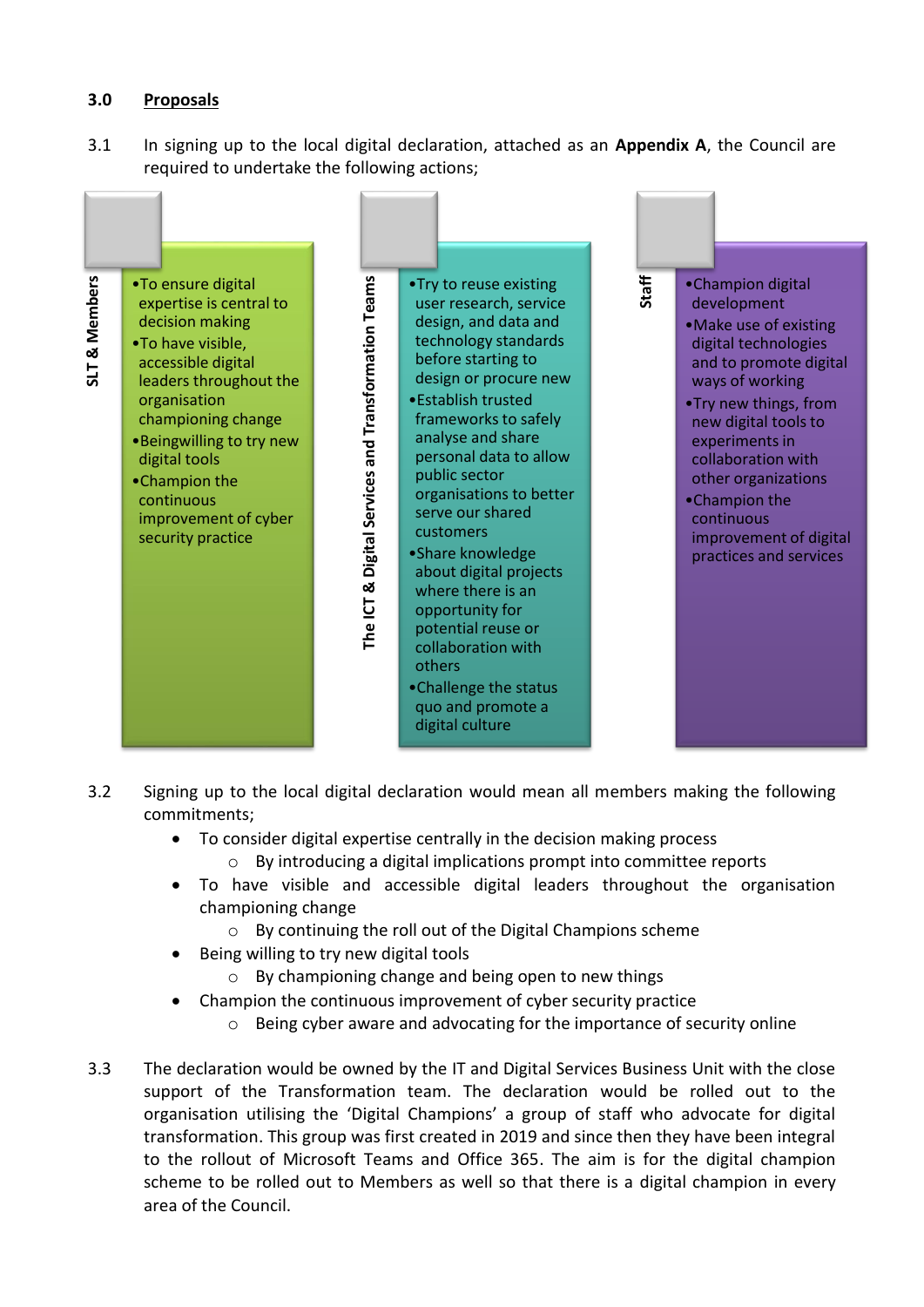## 3.0 Proposals

3.1 In signing up to the local digital declaration, attached as an **Appendix A**, the Council are required to undertake the following actions;

**SLT & Members**

- To ensure digital expertise is central to decision making
- To have visible, accessible digital leaders throughout the organisation championing change
- Beingwilling to try new digital tools
- Champion the continuous improvement of cyber security practice

**The ICT & Digital Services and Transformation Teams**

- Try to reuse existing user research, service design, and data and technology standards before starting to design or procure new
- Establish trusted frameworks to safely analyse and share personal data to allow public sector organisations to better serve our shared customers
- Share knowledge about digital projects where there is an opportunity for potential reuse or collaboration with others
- Challenge the status quo and promote a digital culture

**Staff**

- Champion digital development
- Make use of existing digital technologies and to promote digital ways of working
- Try new things, from new digital tools to experiments in collaboration with other organizations
- Champion the continuous improvement of digital practices and services

3.2 Signing up to the local digital declaration would mean all members making the following commitments;

- To consider digital expertise centrally in the decision making process
  - By introducing a digital implications prompt into committee reports
- To have visible and accessible digital leaders throughout the organisation championing change
  - By continuing the roll out of the Digital Champions scheme
- Being willing to try new digital tools
  - By championing change and being open to new things
- Champion the continuous improvement of cyber security practice
  - Being cyber aware and advocating for the importance of security online

3.3 The declaration would be owned by the IT and Digital Services Business Unit with the close support of the Transformation team. The declaration would be rolled out to the organisation utilising the 'Digital Champions' a group of staff who advocate for digital transformation. This group was first created in 2019 and since then they have been integral to the rollout of Microsoft Teams and Office 365. The aim is for the digital champion scheme to be rolled out to Members as well so that there is a digital champion in every area of the Council.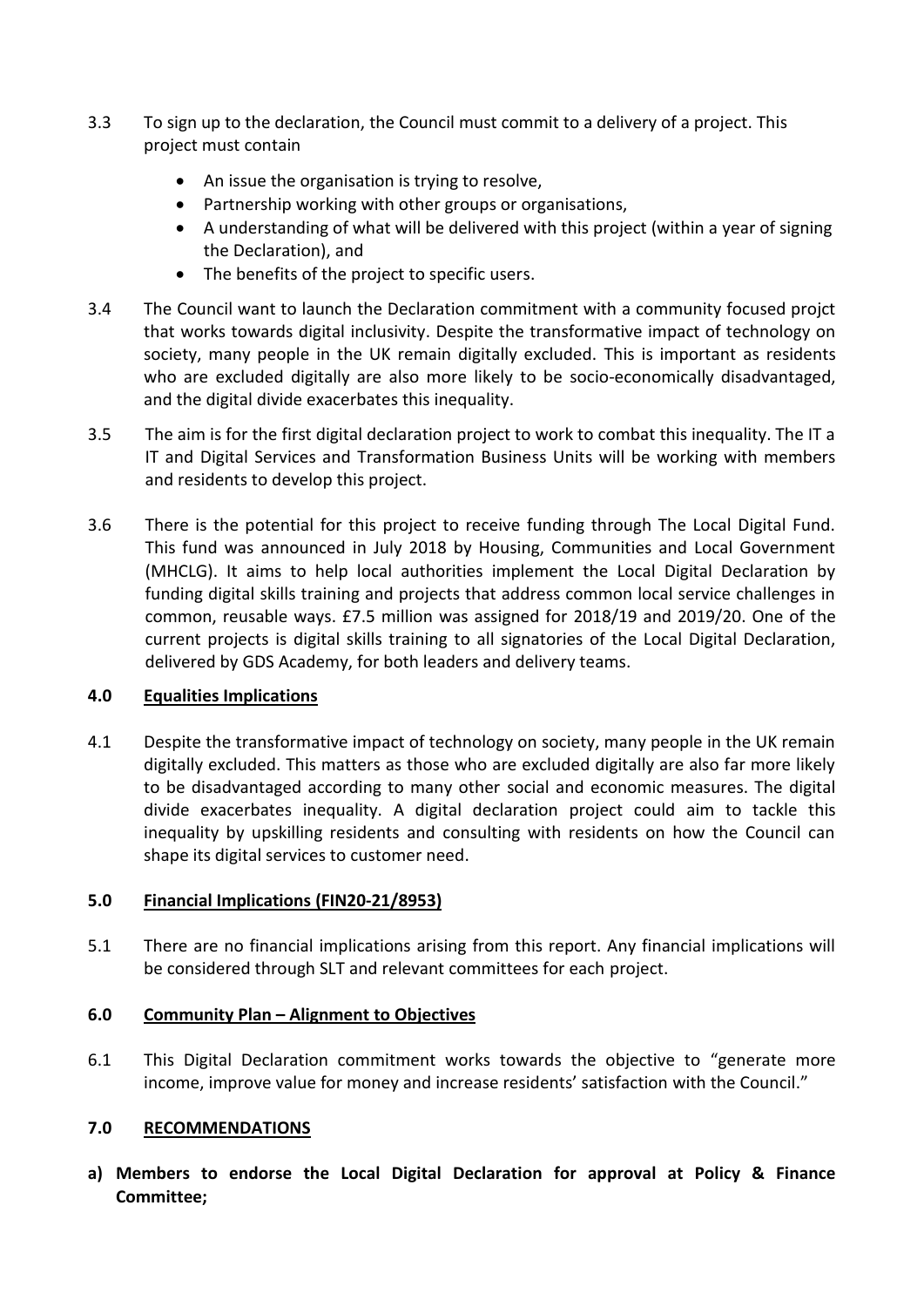3.3 To sign up to the declaration, the Council must commit to a delivery of a project. This project must contain

- An issue the organisation is trying to resolve,
- Partnership working with other groups or organisations,
- A understanding of what will be delivered with this project (within a year of signing the Declaration), and
- The benefits of the project to specific users.

3.4 The Council want to launch the Declaration commitment with a community focused projct that works towards digital inclusivity. Despite the transformative impact of technology on society, many people in the UK remain digitally excluded. This is important as residents who are excluded digitally are also more likely to be socio-economically disadvantaged, and the digital divide exacerbates this inequality.

3.5 The aim is for the first digital declaration project to work to combat this inequality. The IT a IT and Digital Services and Transformation Business Units will be working with members and residents to develop this project.

3.6 There is the potential for this project to receive funding through The Local Digital Fund. This fund was announced in July 2018 by Housing, Communities and Local Government (MHCLG). It aims to help local authorities implement the Local Digital Declaration by funding digital skills training and projects that address common local service challenges in common, reusable ways. £7.5 million was assigned for 2018/19 and 2019/20. One of the current projects is digital skills training to all signatories of the Local Digital Declaration, delivered by GDS Academy, for both leaders and delivery teams.

## 4.0 Equalities Implications

4.1 Despite the transformative impact of technology on society, many people in the UK remain digitally excluded. This matters as those who are excluded digitally are also far more likely to be disadvantaged according to many other social and economic measures. The digital divide exacerbates inequality. A digital declaration project could aim to tackle this inequality by upskilling residents and consulting with residents on how the Council can shape its digital services to customer need.

## 5.0 Financial Implications (FIN20-21/8953)

5.1 There are no financial implications arising from this report. Any financial implications will be considered through SLT and relevant committees for each project.

## 6.0 Community Plan – Alignment to Objectives

6.1 This Digital Declaration commitment works towards the objective to "generate more income, improve value for money and increase residents' satisfaction with the Council."

## 7.0 RECOMMENDATIONS

**a) Members to endorse the Local Digital Declaration for approval at Policy & Finance Committee;**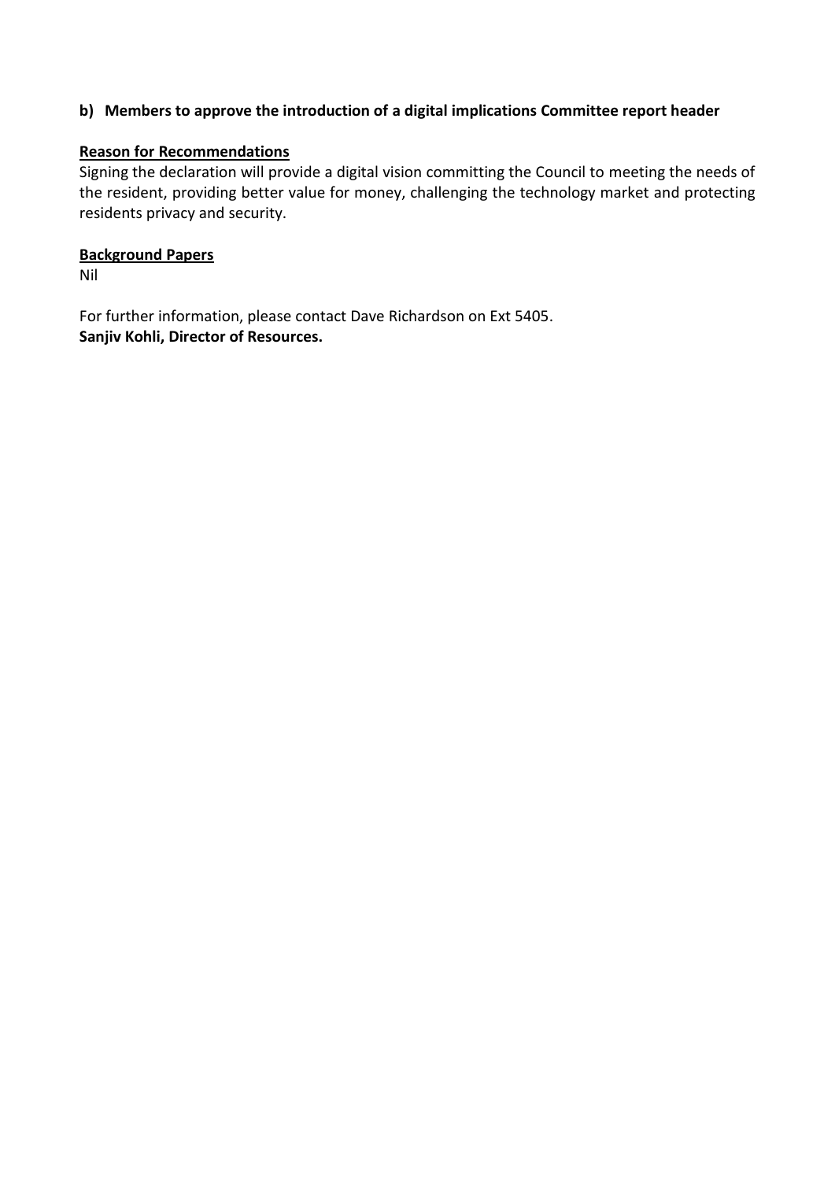**b) Members to approve the introduction of a digital implications Committee report header**

**Reason for Recommendations**

Signing the declaration will provide a digital vision committing the Council to meeting the needs of the resident, providing better value for money, challenging the technology market and protecting residents privacy and security.

**Background Papers**

Nil

For further information, please contact Dave Richardson on Ext 5405.

**Sanjiv Kohli, Director of Resources.**